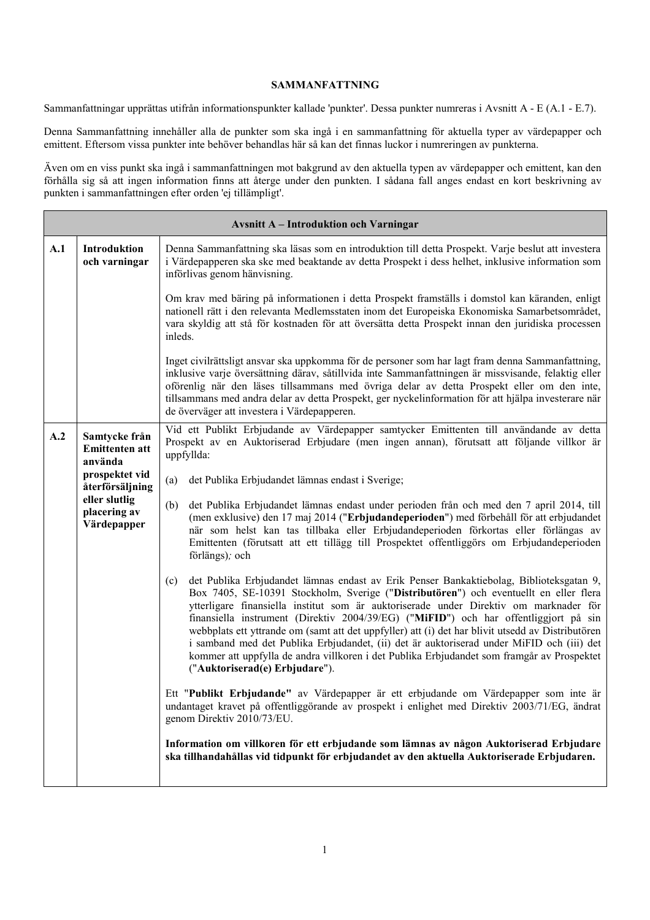**SAMMANFATTNING**

Sammanfattningar upprättas utifrån informationspunkter kallade 'punkter'. Dessa punkter numreras i Avsnitt A - E (A.1 - E.7).

Denna Sammanfattning innehåller alla de punkter som ska ingå i en sammanfattning för aktuella typer av värdepapper och emittent. Eftersom vissa punkter inte behöver behandlas här så kan det finnas luckor i numreringen av punkterna.

Även om en viss punkt ska ingå i sammanfattningen mot bakgrund av den aktuella typen av värdepapper och emittent, kan den förhålla sig så att ingen information finns att återge under den punkten. I sådana fall anges endast en kort beskrivning av punkten i sammanfattningen efter orden 'ej tillämpligt'.

| **Avsnitt A – Introduktion och Varningar** | | |
|---|---|---|
| **A.1** | **Introduktion och varningar** | Denna Sammanfattning ska läsas som en introduktion till detta Prospekt. Varje beslut att investera i Värdepapperen ska ske med beaktande av detta Prospekt i dess helhet, inklusive information som införlivas genom hänvisning.<br><br>Om krav med bäring på informationen i detta Prospekt framställs i domstol kan käranden, enligt nationell rätt i den relevanta Medlemsstaten inom det Europeiska Ekonomiska Samarbetsområdet, vara skyldig att stå för kostnaden för att översätta detta Prospekt innan den juridiska processen inleds.<br><br>Inget civilrättsligt ansvar ska uppkomma för de personer som har lagt fram denna Sammanfattning, inklusive varje översättning därav, såtillvida inte Sammanfattningen är missvisande, felaktig eller oförenlig när den läses tillsammans med övriga delar av detta Prospekt eller om den inte, tillsammans med andra delar av detta Prospekt, ger nyckelinformation för att hjälpa investerare när de överväger att investera i Värdepapperen. |
| **A.2** | **Samtycke från Emittenten att använda prospektet vid återförsäljning eller slutlig placering av Värdepapper** | Vid ett Publikt Erbjudande av Värdepapper samtycker Emittenten till användande av detta Prospekt av en Auktoriserad Erbjudare (men ingen annan), förutsatt att följande villkor är uppfyllda:<br><br>(a) det Publika Erbjudandet lämnas endast i Sverige;<br><br>(b) det Publika Erbjudandet lämnas endast under perioden från och med den 7 april 2014, till (men exklusive) den 17 maj 2014 ("**Erbjudandeperioden**") med förbehåll för att erbjudandet när som helst kan tas tillbaka eller Erbjudandeperioden förkortas eller förlängas av Emittenten (förutsatt att ett tillägg till Prospektet offentliggörs om Erbjudandeperioden förlängs)*;* och<br><br>(c) det Publika Erbjudandet lämnas endast av Erik Penser Bankaktiebolag, Biblioteksgatan 9, Box 7405, SE-10391 Stockholm, Sverige ("**Distributören**") och eventuellt en eller flera ytterligare finansiella institut som är auktoriserade under Direktiv om marknader för finansiella instrument (Direktiv 2004/39/EG) ("**MiFID**") och har offentliggjort på sin webbplats ett yttrande om (samt att det uppfyller) att (i) det har blivit utsedd av Distributören i samband med det Publika Erbjudandet, (ii) det är auktoriserad under MiFID och (iii) det kommer att uppfylla de andra villkoren i det Publika Erbjudandet som framgår av Prospektet ("**Auktoriserad(e) Erbjudare**").<br><br>Ett "**Publikt Erbjudande**" av Värdepapper är ett erbjudande om Värdepapper som inte är undantaget kravet på offentliggörande av prospekt i enlighet med Direktiv 2003/71/EG, ändrat genom Direktiv 2010/73/EU.<br><br>**Information om villkoren för ett erbjudande som lämnas av någon Auktoriserad Erbjudare ska tillhandahållas vid tidpunkt för erbjudandet av den aktuella Auktoriserade Erbjudaren.** |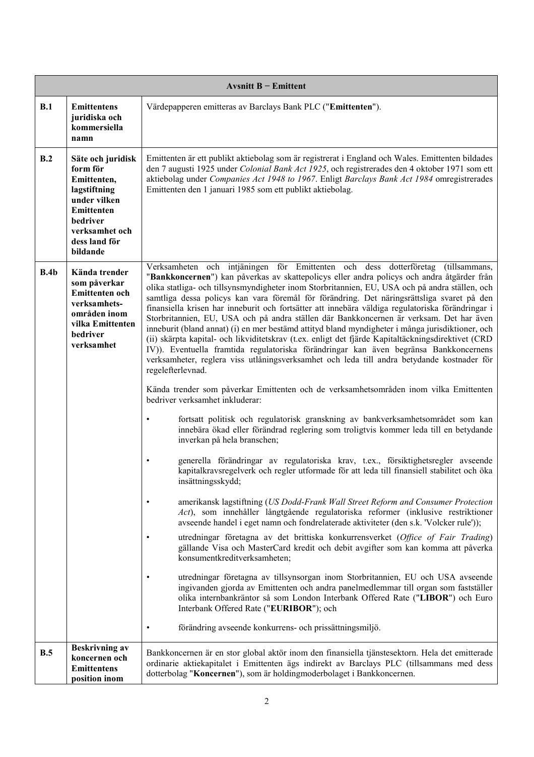| Avsnitt B − Emittent | | |
|---|---|---|
| **B.1** | **Emittentens juridiska och kommersiella namn** | Värdepapperen emitteras av Barclays Bank PLC ("**Emittenten**"). |
| **B.2** | **Säte och juridisk form för Emittenten, lagstiftning under vilken Emittenten bedriver verksamhet och dess land för bildande** | Emittenten är ett publikt aktiebolag som är registrerat i England och Wales. Emittenten bildades den 7 augusti 1925 under *Colonial Bank Act 1925*, och registrerades den 4 oktober 1971 som ett aktiebolag under *Companies Act 1948 to 1967*. Enligt *Barclays Bank Act 1984* omregistrerades Emittenten den 1 januari 1985 som ett publikt aktiebolag. |
| **B.4b** | **Kända trender som påverkar Emittenten och verksamhets-områden inom vilka Emittenten bedriver verksamhet** | Verksamheten och intjäningen för Emittenten och dess dotterföretag (tillsammans, "**Bankkoncernen**") kan påverkas av skattepolicys eller andra policys och andra åtgärder från olika statliga- och tillsynsmyndigheter inom Storbritannien, EU, USA och på andra ställen, och samtliga dessa policys kan vara föremål för förändring. Det näringsrättsliga svaret på den finansiella krisen har inneburit och fortsätter att innebära väldiga regulatoriska förändringar i Storbritannien, EU, USA och på andra ställen där Bankkoncernen är verksam. Det har även inneburit (bland annat) (i) en mer bestämd attityd bland myndigheter i många jurisdiktioner, och (ii) skärpta kapital- och likviditetskrav (t.ex. enligt det fjärde Kapitaltäckningsdirektivet (CRD IV)). Eventuella framtida regulatoriska förändringar kan även begränsa Bankkoncernens verksamheter, reglera viss utlåningsverksamhet och leda till andra betydande kostnader för regelefterlevnad.<br><br>Kända trender som påverkar Emittenten och de verksamhetsområden inom vilka Emittenten bedriver verksamhet inkluderar:<br><br>• fortsatt politisk och regulatorisk granskning av bankverksamhetsområdet som kan innebära ökad eller förändrad reglering som troligtvis kommer leda till en betydande inverkan på hela branschen;<br><br>• generella förändringar av regulatoriska krav, t.ex., försiktighetsregler avseende kapitalkravsregelverk och regler utformade för att leda till finansiell stabilitet och öka insättningsskydd;<br><br>• amerikansk lagstiftning (*US Dodd-Frank Wall Street Reform and Consumer Protection Act*), som innehåller långtgående regulatoriska reformer (inklusive restriktioner avseende handel i eget namn och fondrelaterade aktiviteter (den s.k. 'Volcker rule'));<br><br>• utredningar företagna av det brittiska konkurrensverket (*Office of Fair Trading*) gällande Visa och MasterCard kredit och debit avgifter som kan komma att påverka konsumentkreditverksamheten;<br><br>• utredningar företagna av tillsynsorgan inom Storbritannien, EU och USA avseende ingivanden gjorda av Emittenten och andra panelmedlemmar till organ som fastställer olika internbankräntor så som London Interbank Offered Rate ("**LIBOR**") och Euro Interbank Offered Rate ("**EURIBOR**"); och<br><br>• förändring avseende konkurrens- och prissättningsmiljö. |
| **B.5** | **Beskrivning av koncernen och Emittentens position inom** | Bankkoncernen är en stor global aktör inom den finansiella tjänstesektorn. Hela det emitterade ordinarie aktiekapitalet i Emittenten ägs indirekt av Barclays PLC (tillsammans med dess dotterbolag "**Koncernen**"), som är holdingmoderbolaget i Bankkoncernen. |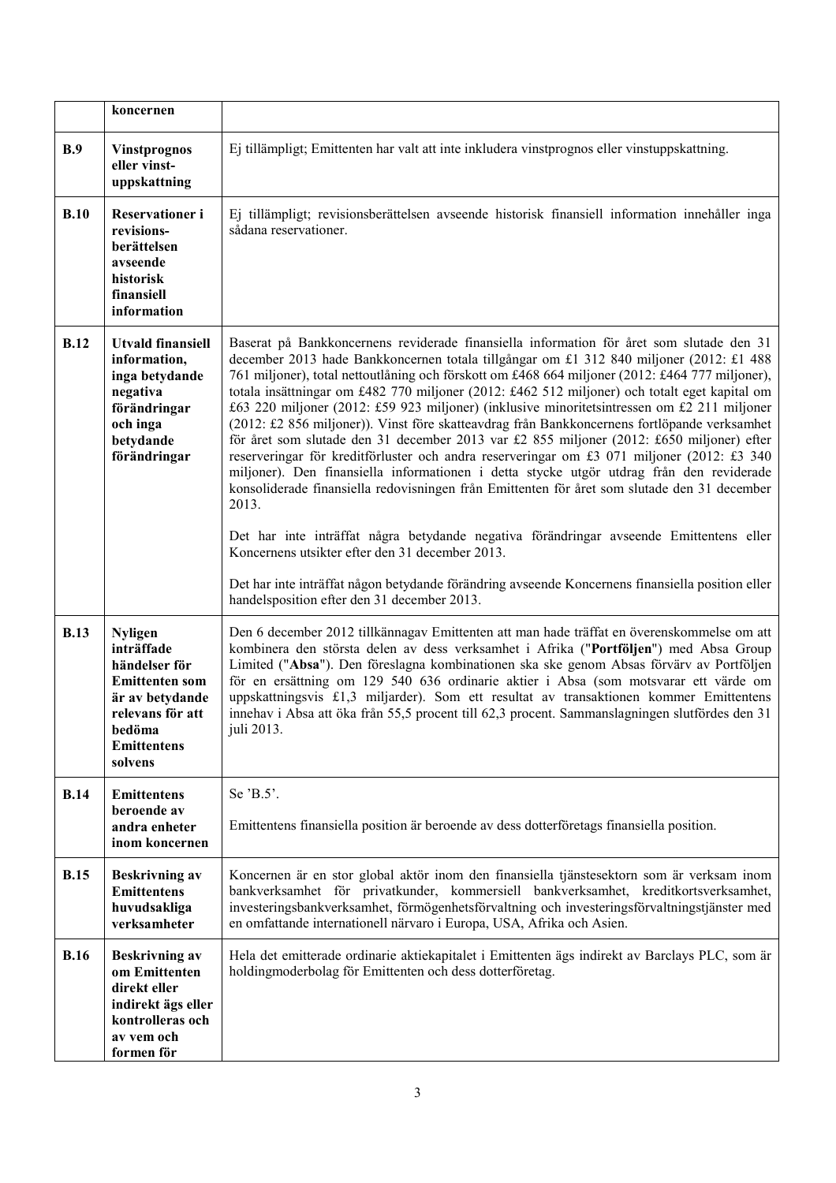| | | |
|---|---|---|
| | **koncernen** | |
| **B.9** | **Vinstprognos eller vinst-uppskattning** | Ej tillämpligt; Emittenten har valt att inte inkludera vinstprognos eller vinstuppskattning. |
| **B.10** | **Reservationer i revisions-berättelsen avseende historisk finansiell information** | Ej tillämpligt; revisionsberättelsen avseende historisk finansiell information innehåller inga sådana reservationer. |
| **B.12** | **Utvald finansiell information, inga betydande negativa förändringar och inga betydande förändringar** | Baserat på Bankkoncernens reviderade finansiella information för året som slutade den 31 december 2013 hade Bankkoncernen totala tillgångar om £1 312 840 miljoner (2012: £1 488 761 miljoner), total nettoutlåning och förskott om £468 664 miljoner (2012: £464 777 miljoner), totala insättningar om £482 770 miljoner (2012: £462 512 miljoner) och totalt eget kapital om £63 220 miljoner (2012: £59 923 miljoner) (inklusive minoritetsintressen om £2 211 miljoner (2012: £2 856 miljoner)). Vinst före skatteavdrag från Bankkoncernens fortlöpande verksamhet för året som slutade den 31 december 2013 var £2 855 miljoner (2012: £650 miljoner) efter reserveringar för kreditförluster och andra reserveringar om £3 071 miljoner (2012: £3 340 miljoner). Den finansiella informationen i detta stycke utgör utdrag från den reviderade konsoliderade finansiella redovisningen från Emittenten för året som slutade den 31 december 2013.<br><br>Det har inte inträffat några betydande negativa förändringar avseende Emittentens eller Koncernens utsikter efter den 31 december 2013.<br><br>Det har inte inträffat någon betydande förändring avseende Koncernens finansiella position eller handelsposition efter den 31 december 2013. |
| **B.13** | **Nyligen inträffade händelser för Emittenten som är av betydande relevans för att bedöma Emittentens solvens** | Den 6 december 2012 tillkännagav Emittenten att man hade träffat en överenskommelse om att kombinera den största delen av dess verksamhet i Afrika ("**Portföljen**") med Absa Group Limited ("**Absa**"). Den föreslagna kombinationen ska ske genom Absas förvärv av Portföljen för en ersättning om 129 540 636 ordinarie aktier i Absa (som motsvarar ett värde om uppskattningsvis £1,3 miljarder). Som ett resultat av transaktionen kommer Emittentens innehav i Absa att öka från 55,5 procent till 62,3 procent. Sammanslagningen slutfördes den 31 juli 2013. |
| **B.14** | **Emittentens beroende av andra enheter inom koncernen** | Se 'B.5'.<br><br>Emittentens finansiella position är beroende av dess dotterföretags finansiella position. |
| **B.15** | **Beskrivning av Emittentens huvudsakliga verksamheter** | Koncernen är en stor global aktör inom den finansiella tjänstesektorn som är verksam inom bankverksamhet för privatkunder, kommersiell bankverksamhet, kreditkortsverksamhet, investeringsbankverksamhet, förmögenhetsförvaltning och investeringsförvaltningstjänster med en omfattande internationell närvaro i Europa, USA, Afrika och Asien. |
| **B.16** | **Beskrivning av om Emittenten direkt eller indirekt ägs eller kontrolleras och av vem och formen för** | Hela det emitterade ordinarie aktiekapitalet i Emittenten ägs indirekt av Barclays PLC, som är holdingmoderbolag för Emittenten och dess dotterföretag. |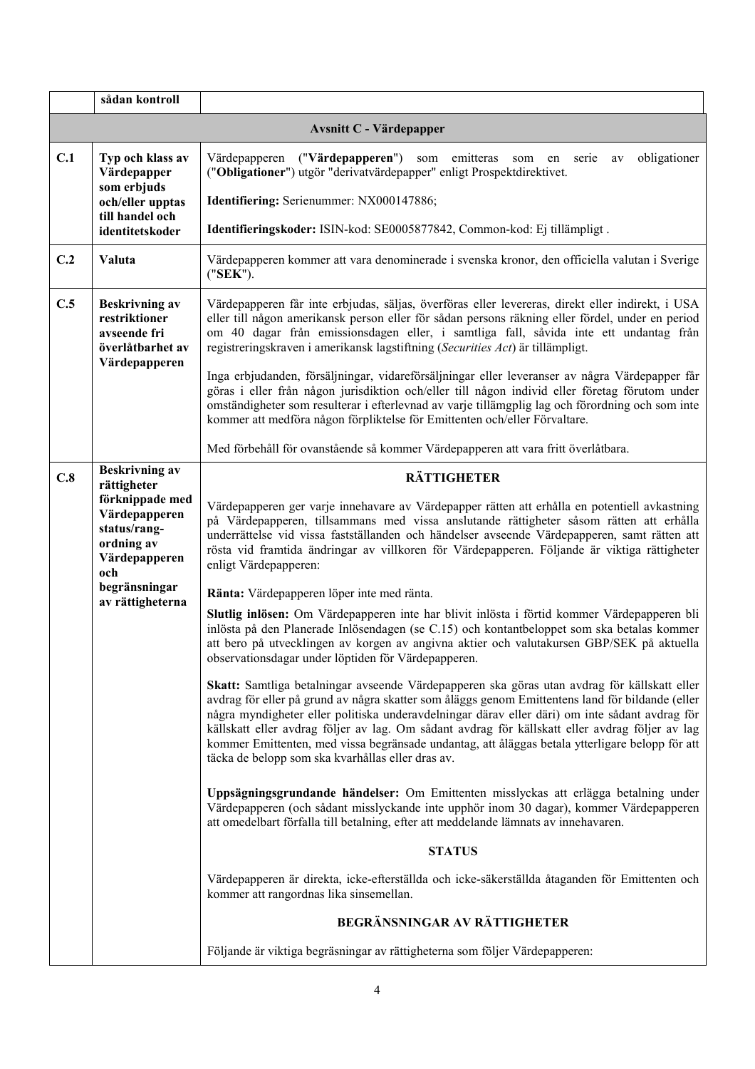| | sådan kontroll | |
|---|---|---|
| | **Avsnitt C - Värdepapper** | |
| **C.1** | **Typ och klass av Värdepapper som erbjuds och/eller upptas till handel och identitetskoder** | Värdepapperen ("**Värdepapperen**") som emitteras som en serie av obligationer ("**Obligationer**") utgör "derivatvärdepapper" enligt Prospektdirektivet.<br><br>**Identifiering:** Serienummer: NX000147886;<br><br>**Identifieringskoder:** ISIN-kod: SE0005877842, Common-kod: Ej tillämpligt . |
| **C.2** | **Valuta** | Värdepapperen kommer att vara denominerade i svenska kronor, den officiella valutan i Sverige ("**SEK**"). |
| **C.5** | **Beskrivning av restriktioner avseende fri överlåtbarhet av Värdepapperen** | Värdepapperen får inte erbjudas, säljas, överföras eller levereras, direkt eller indirekt, i USA eller till någon amerikansk person eller för sådan persons räkning eller fördel, under en period om 40 dagar från emissionsdagen eller, i samtliga fall, såvida inte ett undantag från registreringskraven i amerikansk lagstiftning (*Securities Act*) är tillämpligt.<br><br>Inga erbjudanden, försäljningar, vidareförsäljningar eller leveranser av några Värdepapper får göras i eller från någon jurisdiktion och/eller till någon individ eller företag förutom under omständigheter som resulterar i efterlevnad av varje tillämgplig lag och förordning och som inte kommer att medföra någon förpliktelse för Emittenten och/eller Förvaltare.<br><br>Med förbehåll för ovanstående så kommer Värdepapperen att vara fritt överlåtbara. |
| **C.8** | **Beskrivning av rättigheter förknippade med Värdepapperen status/rang-ordning av Värdepapperen och begränsningar av rättigheterna** | **RÄTTIGHETER**<br><br>Värdepapperen ger varje innehavare av Värdepapper rätten att erhålla en potentiell avkastning på Värdepapperen, tillsammans med vissa anslutande rättigheter såsom rätten att erhålla underrättelse vid vissa fastställanden och händelser avseende Värdepapperen, samt rätten att rösta vid framtida ändringar av villkoren för Värdepapperen. Följande är viktiga rättigheter enligt Värdepapperen:<br><br>**Ränta:** Värdepapperen löper inte med ränta.<br><br>**Slutlig inlösen:** Om Värdepapperen inte har blivit inlösta i förtid kommer Värdepapperen bli inlösta på den Planerade Inlösendagen (se C.15) och kontantbeloppet som ska betalas kommer att bero på utvecklingen av korgen av angivna aktier och valutakursen GBP/SEK på aktuella observationsdagar under löptiden för Värdepapperen.<br><br>**Skatt:** Samtliga betalningar avseende Värdepapperen ska göras utan avdrag för källskatt eller avdrag för eller på grund av några skatter som åläggs genom Emittentens land för bildande (eller några myndigheter eller politiska underavdelningar därav eller däri) om inte sådant avdrag för källskatt eller avdrag följer av lag. Om sådant avdrag för källskatt eller avdrag följer av lag kommer Emittenten, med vissa begränsade undantag, att åläggas betala ytterligare belopp för att täcka de belopp som ska kvarhållas eller dras av.<br><br>**Uppsägningsgrundande händelser:** Om Emittenten misslyckas att erlägga betalning under Värdepapperen (och sådant misslyckande inte upphör inom 30 dagar), kommer Värdepapperen att omedelbart förfalla till betalning, efter att meddelande lämnats av innehavaren.<br><br>**STATUS**<br><br>Värdepapperen är direkta, icke-efterställda och icke-säkerställda åtaganden för Emittenten och kommer att rangordnas lika sinsemellan.<br><br>**BEGRÄNSNINGAR AV RÄTTIGHETER**<br><br>Följande är viktiga begräsningar av rättigheterna som följer Värdepapperen: |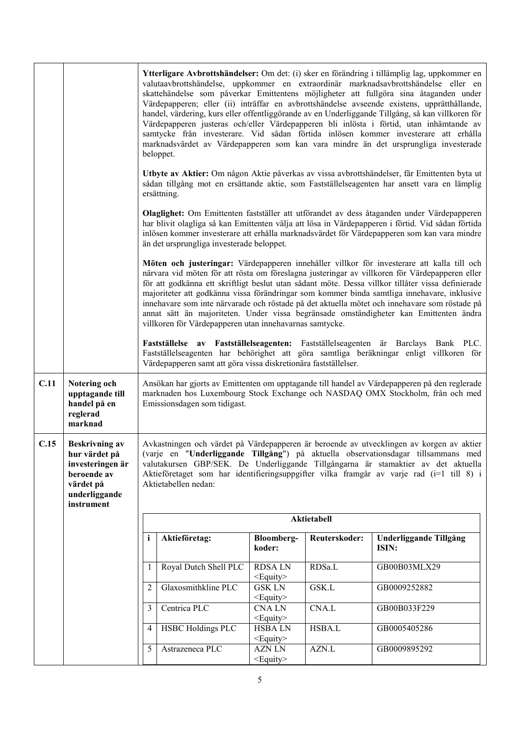| | | |
|---|---|---|
| | | **Ytterligare Avbrottshändelser:** Om det: (i) sker en förändring i tillämplig lag, uppkommer en valutaavbrottshändelse, uppkommer en extraordinär marknadsavbrottshändelse eller en skattehändelse som påverkar Emittentens möjligheter att fullgöra sina åtaganden under Värdepapperen; eller (ii) inträffar en avbrottshändelse avseende existens, upprätthållande, handel, värdering, kurs eller offentliggörande av en Underliggande Tillgång, så kan villkoren för Värdepapperen justeras och/eller Värdepapperen bli inlösta i förtid, utan inhämtande av samtycke från investerare. Vid sådan förtida inlösen kommer investerare att erhålla marknadsvärdet av Värdepapperen som kan vara mindre än det ursprungliga investerade beloppet.<br><br>**Utbyte av Aktier:** Om någon Aktie påverkas av vissa avbrottshändelser, får Emittenten byta ut sådan tillgång mot en ersättande aktie, som Fastställelseagenten har ansett vara en lämplig ersättning.<br><br>**Olaglighet:** Om Emittenten fastställer att utförandet av dess åtaganden under Värdepapperen har blivit olagliga så kan Emittenten välja att lösa in Värdepapperen i förtid. Vid sådan förtida inlösen kommer investerare att erhålla marknadsvärdet för Värdepapperen som kan vara mindre än det ursprungliga investerade beloppet.<br><br>**Möten och justeringar:** Värdepapperen innehåller villkor för investerare att kalla till och närvara vid möten för att rösta om föreslagna justeringar av villkoren för Värdepapperen eller för att godkänna ett skriftligt beslut utan sådant möte. Dessa villkor tillåter vissa definierade majoriteter att godkänna vissa förändringar som kommer binda samtliga innehavare, inklusive innehavare som inte närvarade och röstade på det aktuella mötet och innehavare som röstade på annat sätt än majoriteten. Under vissa begränsade omständigheter kan Emittenten ändra villkoren för Värdepapperen utan innehavarnas samtycke.<br><br>**Fastställelse av Fastställelseagenten:** Fastställelseagenten är Barclays Bank PLC. Fastställelseagenten har behörighet att göra samtliga beräkningar enligt villkoren för Värdepapperen samt att göra vissa diskretionära fastställelser. |
| **C.11** | **Notering och upptagande till handel på en reglerad marknad** | Ansökan har gjorts av Emittenten om upptagande till handel av Värdepapperen på den reglerade marknaden hos Luxembourg Stock Exchange och NASDAQ OMX Stockholm, från och med Emissionsdagen som tidigast. |
| **C.15** | **Beskrivning av hur värdet på investeringen är beroende av värdet på underliggande instrument** | Avkastningen och värdet på Värdepapperen är beroende av utvecklingen av korgen av aktier (varje en "**Underliggande Tillgång**") på aktuella observationsdagar tillsammans med valutakursen GBP/SEK. De Underliggande Tillgångarna är stamaktier av det aktuella Aktieföretaget som har identifieringsuppgifter vilka framgår av varje rad (i=1 till 8) i Aktietabellen nedan: |

**Aktietabell**

| i | Aktieföretag: | Bloomberg-koder: | Reuterskoder: | Underliggande Tillgång ISIN: |
|---|---|---|---|---|
| 1 | Royal Dutch Shell PLC | RDSA LN <Equity> | RDSa.L | GB00B03MLX29 |
| 2 | Glaxosmithkline PLC | GSK LN <Equity> | GSK.L | GB0009252882 |
| 3 | Centrica PLC | CNA LN <Equity> | CNA.L | GB00B033F229 |
| 4 | HSBC Holdings PLC | HSBA LN <Equity> | HSBA.L | GB0005405286 |
| 5 | Astrazeneca PLC | AZN LN <Equity> | AZN.L | GB0009895292 |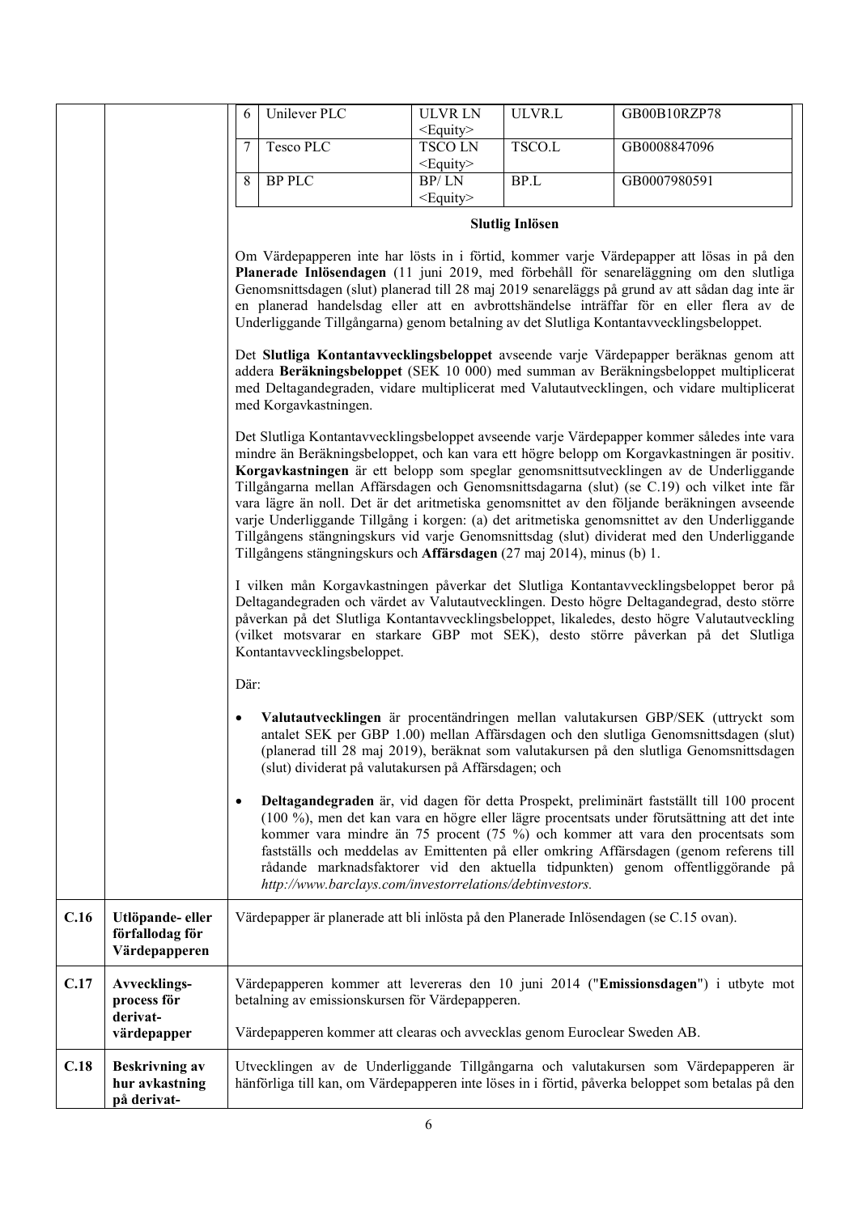| | | |
|---|---|---|
| | | |

| 6 | Unilever PLC | ULVR LN <Equity> | ULVR.L | GB00B10RZP78 |
|---|---|---|---|---|
| 7 | Tesco PLC | TSCO LN <Equity> | TSCO.L | GB0008847096 |
| 8 | BP PLC | BP/ LN <Equity> | BP.L | GB0007980591 |

**Slutlig Inlösen**

Om Värdepapperen inte har lösts in i förtid, kommer varje Värdepapper att lösas in på den **Planerade Inlösendagen** (11 juni 2019, med förbehåll för senareläggning om den slutliga Genomsnittsdagen (slut) planerad till 28 maj 2019 senareläggs på grund av att sådan dag inte är en planerad handelsdag eller att en avbrottshändelse inträffar för en eller flera av de Underliggande Tillgångarna) genom betalning av det Slutliga Kontantavvecklingsbeloppet.

Det **Slutliga Kontantavvecklingsbeloppet** avseende varje Värdepapper beräknas genom att addera **Beräkningsbeloppet** (SEK 10 000) med summan av Beräkningsbeloppet multiplicerat med Deltagandegraden, vidare multiplicerat med Valutautvecklingen, och vidare multiplicerat med Korgavkastningen.

Det Slutliga Kontantavvecklingsbeloppet avseende varje Värdepapper kommer således inte vara mindre än Beräkningsbeloppet, och kan vara ett högre belopp om Korgavkastningen är positiv. **Korgavkastningen** är ett belopp som speglar genomsnittsutvecklingen av de Underliggande Tillgångarna mellan Affärsdagen och Genomsnittsdagarna (slut) (se C.19) och vilket inte får vara lägre än noll. Det är det aritmetiska genomsnittet av den följande beräkningen avseende varje Underliggande Tillgång i korgen: (a) det aritmetiska genomsnittet av den Underliggande Tillgångens stängningskurs vid varje Genomsnittsdag (slut) dividerat med den Underliggande Tillgångens stängningskurs och **Affärsdagen** (27 maj 2014), minus (b) 1.

I vilken mån Korgavkastningen påverkar det Slutliga Kontantavvecklingsbeloppet beror på Deltagandegraden och värdet av Valutautvecklingen. Desto högre Deltagandegrad, desto större påverkan på det Slutliga Kontantavvecklingsbeloppet, likaledes, desto högre Valutautveckling (vilket motsvarar en starkare GBP mot SEK), desto större påverkan på det Slutliga Kontantavvecklingsbeloppet.

Där:

- **Valutautvecklingen** är procentändringen mellan valutakursen GBP/SEK (uttryckt som antalet SEK per GBP 1.00) mellan Affärsdagen och den slutliga Genomsnittsdagen (slut) (planerad till 28 maj 2019), beräknat som valutakursen på den slutliga Genomsnittsdagen (slut) dividerat på valutakursen på Affärsdagen; och
- **Deltagandegraden** är, vid dagen för detta Prospekt, preliminärt fastställt till 100 procent (100 %), men det kan vara en högre eller lägre procentsats under förutsättning att det inte kommer vara mindre än 75 procent (75 %) och kommer att vara den procentsats som fastställs och meddelas av Emittenten på eller omkring Affärsdagen (genom referens till rådande marknadsfaktorer vid den aktuella tidpunkten) genom offentliggörande på *http://www.barclays.com/investorrelations/debtinvestors.*

| | | |
|---|---|---|
| **C.16** | **Utlöpande- eller förfallodag för Värdepapperen** | Värdepapper är planerade att bli inlösta på den Planerade Inlösendagen (se C.15 ovan). |
| **C.17** | **Avvecklings-process för derivat-värdepapper** | Värdepapperen kommer att levereras den 10 juni 2014 ("**Emissionsdagen**") i utbyte mot betalning av emissionskursen för Värdepapperen.<br><br>Värdepapperen kommer att clearas och avvecklas genom Euroclear Sweden AB. |
| **C.18** | **Beskrivning av hur avkastning på derivat-** | Utvecklingen av de Underliggande Tillgångarna och valutakursen som Värdepapperen är hänförliga till kan, om Värdepapperen inte löses in i förtid, påverka beloppet som betalas på den |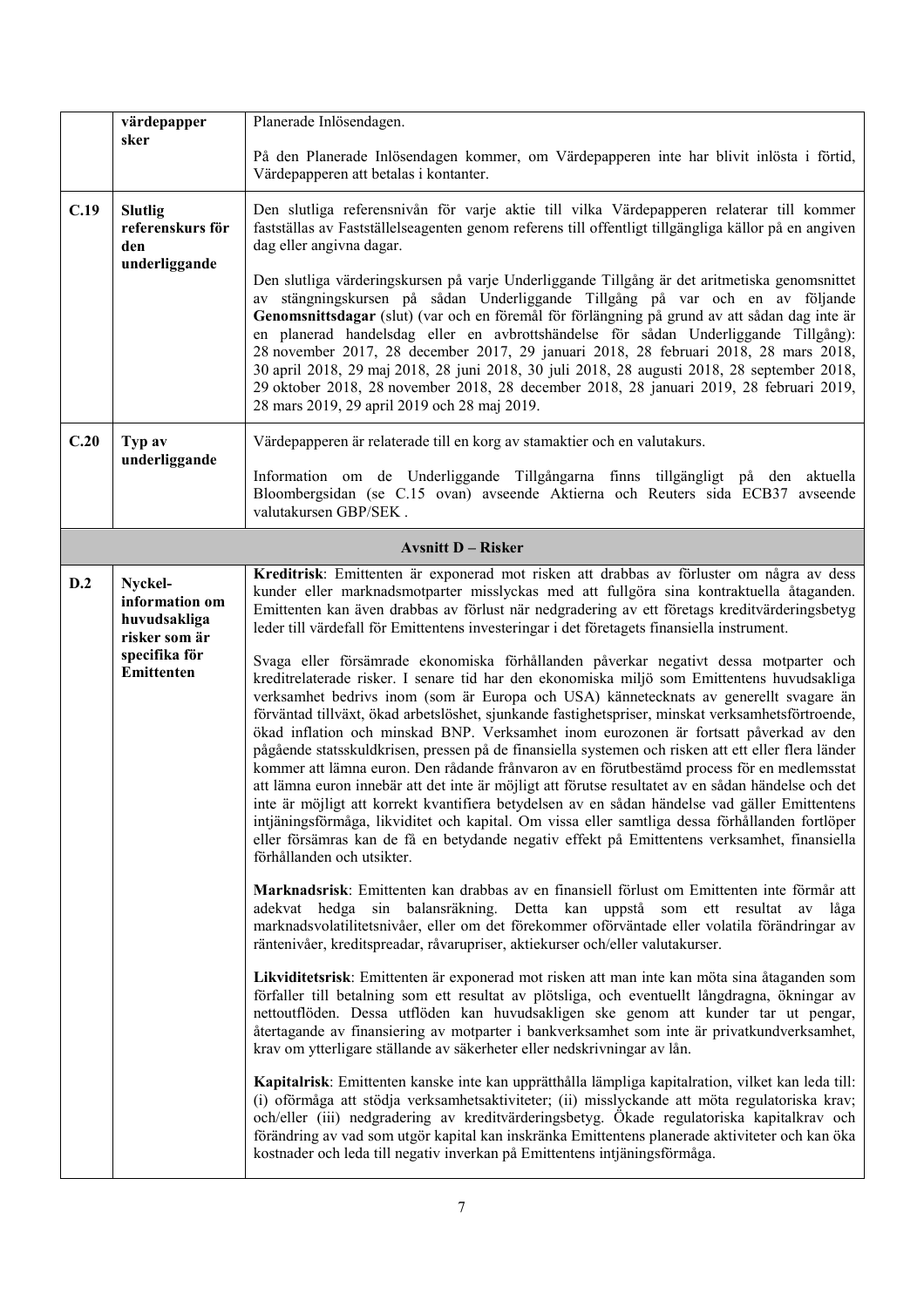| | | |
|---|---|---|
| | **värdepapper sker** | Planerade Inlösendagen.<br><br>På den Planerade Inlösendagen kommer, om Värdepapperen inte har blivit inlösta i förtid, Värdepapperen att betalas i kontanter. |
| **C.19** | **Slutlig referenskurs för den underliggande** | Den slutliga referensnivån för varje aktie till vilka Värdepapperen relaterar till kommer fastställas av Fastställelseagenten genom referens till offentligt tillgängliga källor på en angiven dag eller angivna dagar.<br><br>Den slutliga värderingskursen på varje Underliggande Tillgång är det aritmetiska genomsnittet av stängningskursen på sådan Underliggande Tillgång på var och en av följande **Genomsnittsdagar** (slut) (var och en föremål för förlängning på grund av att sådan dag inte är en planerad handelsdag eller en avbrottshändelse för sådan Underliggande Tillgång): 28 november 2017, 28 december 2017, 29 januari 2018, 28 februari 2018, 28 mars 2018, 30 april 2018, 29 maj 2018, 28 juni 2018, 30 juli 2018, 28 augusti 2018, 28 september 2018, 29 oktober 2018, 28 november 2018, 28 december 2018, 28 januari 2019, 28 februari 2019, 28 mars 2019, 29 april 2019 och 28 maj 2019. |
| **C.20** | **Typ av underliggande** | Värdepapperen är relaterade till en korg av stamaktier och en valutakurs.<br><br>Information om de Underliggande Tillgångarna finns tillgängligt på den aktuella Bloombergsidan (se C.15 ovan) avseende Aktierna och Reuters sida ECB37 avseende valutakursen GBP/SEK . |
| **Avsnitt D – Risker** | | |
| **D.2** | **Nyckel-information om huvudsakliga risker som är specifika för Emittenten** | **Kreditrisk**: Emittenten är exponerad mot risken att drabbas av förluster om några av dess kunder eller marknadsmotparter misslyckas med att fullgöra sina kontraktuella åtaganden. Emittenten kan även drabbas av förlust när nedgradering av ett företags kreditvärderingsbetyg leder till värdefall för Emittentens investeringar i det företagets finansiella instrument.<br><br>Svaga eller försämrade ekonomiska förhållanden påverkar negativt dessa motparter och kreditrelaterade risker. I senare tid har den ekonomiska miljö som Emittentens huvudsakliga verksamhet bedrivs inom (som är Europa och USA) kännetecknats av generellt svagare än förväntad tillväxt, ökad arbetslöshet, sjunkande fastighetspriser, minskat verksamhetsförtroende, ökad inflation och minskad BNP. Verksamhet inom eurozonen är fortsatt påverkad av den pågående statsskuldkrisen, pressen på de finansiella systemen och risken att ett eller flera länder kommer att lämna euron. Den rådande frånvaron av en förutbestämd process för en medlemsstat att lämna euron innebär att det inte är möjligt att förutse resultatet av en sådan händelse och det inte är möjligt att korrekt kvantifiera betydelsen av en sådan händelse vad gäller Emittentens intjäningsförmåga, likviditet och kapital. Om vissa eller samtliga dessa förhållanden fortlöper eller försämras kan de få en betydande negativ effekt på Emittentens verksamhet, finansiella förhållanden och utsikter.<br><br>**Marknadsrisk**: Emittenten kan drabbas av en finansiell förlust om Emittenten inte förmår att adekvat hedga sin balansräkning. Detta kan uppstå som ett resultat av låga marknadsvolatilitetsnivåer, eller om det förekommer oförväntade eller volatila förändringar av räntenivåer, kreditspreadar, råvarupriser, aktiekurser och/eller valutakurser.<br><br>**Likviditetsrisk**: Emittenten är exponerad mot risken att man inte kan möta sina åtaganden som förfaller till betalning som ett resultat av plötsliga, och eventuellt långdragna, ökningar av nettoutflöden. Dessa utflöden kan huvudsakligen ske genom att kunder tar ut pengar, återtagande av finansiering av motparter i bankverksamhet som inte är privatkundverksamhet, krav om ytterligare ställande av säkerheter eller nedskrivningar av lån.<br><br>**Kapitalrisk**: Emittenten kanske inte kan upprätthålla lämpliga kapitalration, vilket kan leda till: (i) oförmåga att stödja verksamhetsaktiviteter; (ii) misslyckande att möta regulatoriska krav; och/eller (iii) nedgradering av kreditvärderingsbetyg. Ökade regulatoriska kapitalkrav och förändring av vad som utgör kapital kan inskränka Emittentens planerade aktiviteter och kan öka kostnader och leda till negativ inverkan på Emittentens intjäningsförmåga. |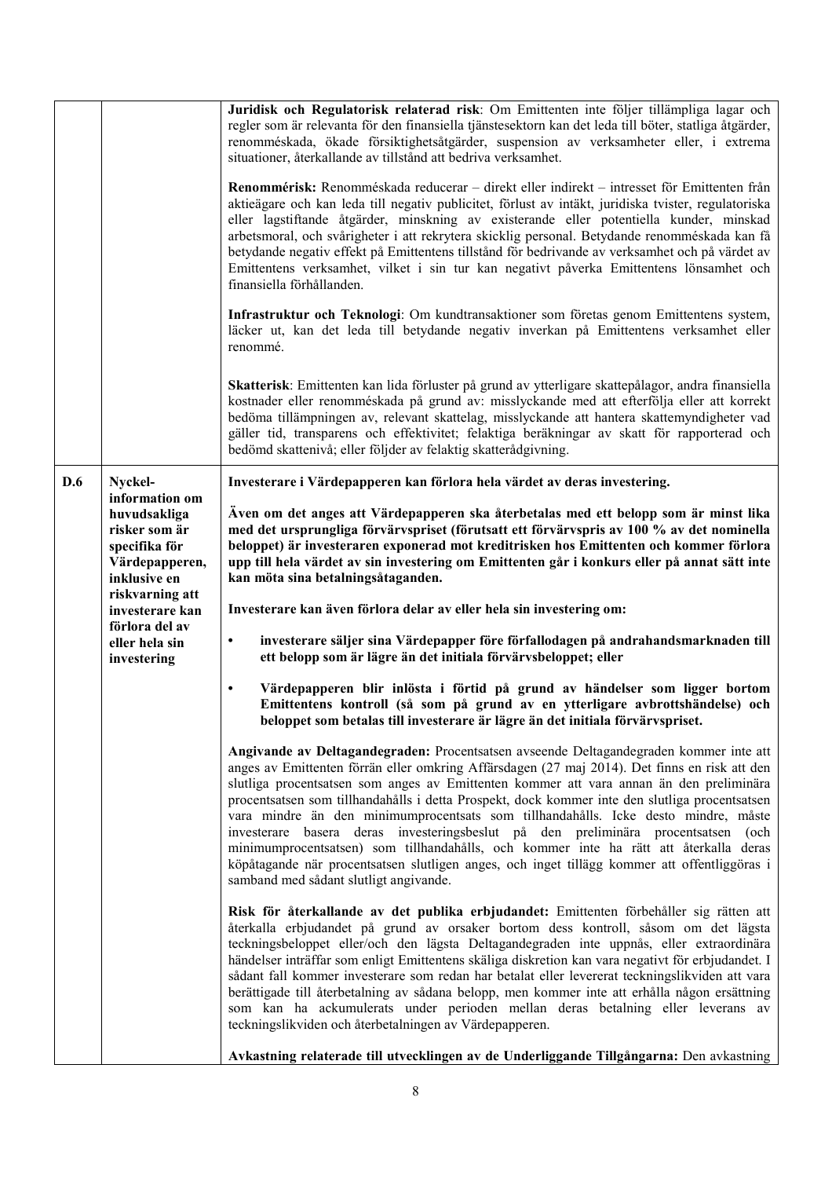| | | |
|---|---|---|
| | | **Juridisk och Regulatorisk relaterad risk**: Om Emittenten inte följer tillämpliga lagar och regler som är relevanta för den finansiella tjänstesektorn kan det leda till böter, statliga åtgärder, renomméskada, ökade försiktighetsåtgärder, suspension av verksamheter eller, i extrema situationer, återkallande av tillstånd att bedriva verksamhet.<br><br>**Renommérisk:** Renomméskada reducerar – direkt eller indirekt – intresset för Emittenten från aktieägare och kan leda till negativ publicitet, förlust av intäkt, juridiska tvister, regulatoriska eller lagstiftande åtgärder, minskning av existerande eller potentiella kunder, minskad arbetsmoral, och svårigheter i att rekrytera skicklig personal. Betydande renomméskada kan få betydande negativ effekt på Emittentens tillstånd för bedrivande av verksamhet och på värdet av Emittentens verksamhet, vilket i sin tur kan negativt påverka Emittentens lönsamhet och finansiella förhållanden.<br><br>**Infrastruktur och Teknologi**: Om kundtransaktioner som företas genom Emittentens system, läcker ut, kan det leda till betydande negativ inverkan på Emittentens verksamhet eller renommé.<br><br>**Skatterisk**: Emittenten kan lida förluster på grund av ytterligare skattepålagor, andra finansiella kostnader eller renomméskada på grund av: misslyckande med att efterfölja eller att korrekt bedöma tillämpningen av, relevant skattelag, misslyckande att hantera skattemyndigheter vad gäller tid, transparens och effektivitet; felaktiga beräkningar av skatt för rapporterad och bedömd skattenivå; eller följder av felaktig skatterådgivning. |
| **D.6** | **Nyckel-information om huvudsakliga risker som är specifika för Värdepapperen, inklusive en riskvarning att investerare kan förlora del av eller hela sin investering** | **Investerare i Värdepapperen kan förlora hela värdet av deras investering.**<br><br>**Även om det anges att Värdepapperen ska återbetalas med ett belopp som är minst lika med det ursprungliga förvärvspriset (förutsatt ett förvärvspris av 100 % av det nominella beloppet) är investeraren exponerad mot kreditrisken hos Emittenten och kommer förlora upp till hela värdet av sin investering om Emittenten går i konkurs eller på annat sätt inte kan möta sina betalningsåtaganden.**<br><br>**Investerare kan även förlora delar av eller hela sin investering om:**<br><br>• **investerare säljer sina Värdepapper före förfallodagen på andrahandsmarknaden till ett belopp som är lägre än det initiala förvärvsbeloppet; eller**<br><br>• **Värdepapperen blir inlösta i förtid på grund av händelser som ligger bortom Emittentens kontroll (så som på grund av en ytterligare avbrottshändelse) och beloppet som betalas till investerare är lägre än det initiala förvärvspriset.**<br><br>**Angivande av Deltagandegraden:** Procentsatsen avseende Deltagandegraden kommer inte att anges av Emittenten förrän eller omkring Affärsdagen (27 maj 2014). Det finns en risk att den slutliga procentsatsen som anges av Emittenten kommer att vara annan än den preliminära procentsatsen som tillhandahålls i detta Prospekt, dock kommer inte den slutliga procentsatsen vara mindre än den minimumprocentsats som tillhandahålls. Icke desto mindre, måste investerare basera deras investeringsbeslut på den preliminära procentsatsen (och minimumprocentsatsen) som tillhandahålls, och kommer inte ha rätt att återkalla deras köpåtagande när procentsatsen slutligen anges, och inget tillägg kommer att offentliggöras i samband med sådant slutligt angivande.<br><br>**Risk för återkallande av det publika erbjudandet:** Emittenten förbehåller sig rätten att återkalla erbjudandet på grund av orsaker bortom dess kontroll, såsom om det lägsta teckningsbeloppet eller/och den lägsta Deltagandegraden inte uppnås, eller extraordinära händelser inträffar som enligt Emittentens skäliga diskretion kan vara negativt för erbjudandet. I sådant fall kommer investerare som redan har betalat eller levererat teckningslikviden att vara berättigade till återbetalning av sådana belopp, men kommer inte att erhålla någon ersättning som kan ha ackumulerats under perioden mellan deras betalning eller leverans av teckningslikviden och återbetalningen av Värdepapperen.<br><br>**Avkastning relaterade till utvecklingen av de Underliggande Tillgångarna:** Den avkastning |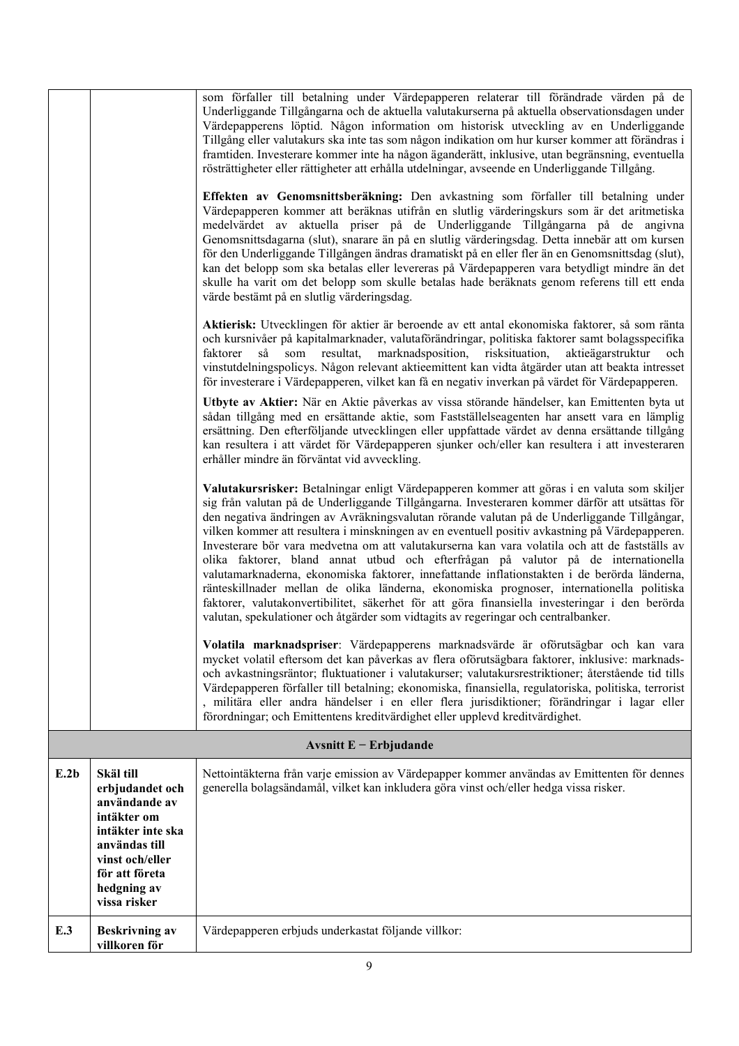| | | |
|---|---|---|
| | | som förfaller till betalning under Värdepapperen relaterar till förändrade värden på de Underliggande Tillgångarna och de aktuella valutakurserna på aktuella observationsdagen under Värdepapperens löptid. Någon information om historisk utveckling av en Underliggande Tillgång eller valutakurs ska inte tas som någon indikation om hur kurser kommer att förändras i framtiden. Investerare kommer inte ha någon äganderätt, inklusive, utan begränsning, eventuella rösträttigheter eller rättigheter att erhålla utdelningar, avseende en Underliggande Tillgång.<br><br>**Effekten av Genomsnittsberäkning:** Den avkastning som förfaller till betalning under Värdepapperen kommer att beräknas utifrån en slutlig värderingskurs som är det aritmetiska medelvärdet av aktuella priser på de Underliggande Tillgångarna på de angivna Genomsnittsdagarna (slut), snarare än på en slutlig värderingsdag. Detta innebär att om kursen för den Underliggande Tillgången ändras dramatiskt på en eller fler än en Genomsnittsdag (slut), kan det belopp som ska betalas eller levereras på Värdepapperen vara betydligt mindre än det skulle ha varit om det belopp som skulle betalas hade beräknats genom referens till ett enda värde bestämt på en slutlig värderingsdag.<br><br>**Aktierisk:** Utvecklingen för aktier är beroende av ett antal ekonomiska faktorer, så som ränta och kursnivåer på kapitalmarknader, valutaförändringar, politiska faktorer samt bolagsspecifika faktorer så som resultat, marknadsposition, risksituation, aktieägarstruktur och vinstutdelningspolicys. Någon relevant aktieemittent kan vidta åtgärder utan att beakta intresset för investerare i Värdepapperen, vilket kan få en negativ inverkan på värdet för Värdepapperen.<br><br>**Utbyte av Aktier:** När en Aktie påverkas av vissa störande händelser, kan Emittenten byta ut sådan tillgång med en ersättande aktie, som Fastställelseagenten har ansett vara en lämplig ersättning. Den efterföljande utvecklingen eller uppfattade värdet av denna ersättande tillgång kan resultera i att värdet för Värdepapperen sjunker och/eller kan resultera i att investeraren erhåller mindre än förväntat vid avveckling.<br><br>**Valutakursrisker:** Betalningar enligt Värdepapperen kommer att göras i en valuta som skiljer sig från valutan på de Underliggande Tillgångarna. Investeraren kommer därför att utsättas för den negativa ändringen av Avräkningsvalutan rörande valutan på de Underliggande Tillgångar, vilken kommer att resultera i minskningen av en eventuell positiv avkastning på Värdepapperen. Investerare bör vara medvetna om att valutakurserna kan vara volatila och att de fastställs av olika faktorer, bland annat utbud och efterfrågan på valutor på de internationella valutamarknaderna, ekonomiska faktorer, innefattande inflationstakten i de berörda länderna, ränteskillnader mellan de olika länderna, ekonomiska prognoser, internationella politiska faktorer, valutakonvertibilitet, säkerhet för att göra finansiella investeringar i den berörda valutan, spekulationer och åtgärder som vidtagits av regeringar och centralbanker.<br><br>**Volatila marknadspriser**: Värdepapperens marknadsvärde är oförutsägbar och kan vara mycket volatil eftersom det kan påverkas av flera oförutsägbara faktorer, inklusive: marknads- och avkastningsräntor; fluktuationer i valutakurser; valutakursrestriktioner; återstående tid tills Värdepapperen förfaller till betalning; ekonomiska, finansiella, regulatoriska, politiska, terrorist , militära eller andra händelser i en eller flera jurisdiktioner; förändringar i lagar eller förordningar; och Emittentens kreditvärdighet eller upplevd kreditvärdighet. |
| **Avsnitt E − Erbjudande** | | |
| **E.2b** | **Skäl till erbjudandet och användande av intäkter om intäkter inte ska användas till vinst och/eller för att företa hedgning av vissa risker** | Nettointäkterna från varje emission av Värdepapper kommer användas av Emittenten för dennes generella bolagsändamål, vilket kan inkludera göra vinst och/eller hedga vissa risker. |
| **E.3** | **Beskrivning av villkoren för** | Värdepapperen erbjuds underkastat följande villkor: |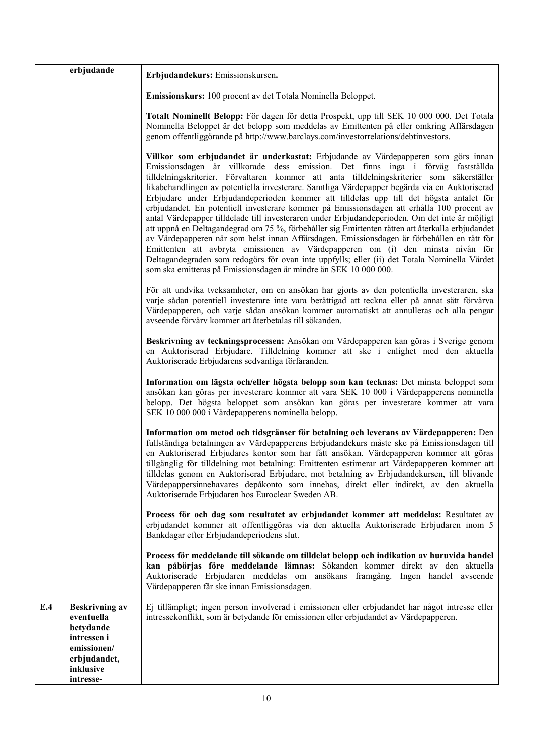| | | |
|---|---|---|
| | **erbjudande** | **Erbjudandekurs:** Emissionskursen**.**<br><br>**Emissionskurs:** 100 procent av det Totala Nominella Beloppet.<br><br>**Totalt Nominellt Belopp:** För dagen för detta Prospekt, upp till SEK 10 000 000. Det Totala Nominella Beloppet är det belopp som meddelas av Emittenten på eller omkring Affärsdagen genom offentliggörande på http://www.barclays.com/investorrelations/debtinvestors.<br><br>**Villkor som erbjudandet är underkastat:** Erbjudande av Värdepapperen som görs innan Emissionsdagen är villkorade dess emission. Det finns inga i förväg fastställda tilldelningskriterier. Förvaltaren kommer att anta tilldelningskriterier som säkerställer likabehandlingen av potentiella investerare. Samtliga Värdepapper begärda via en Auktoriserad Erbjudare under Erbjudandeperioden kommer att tilldelas upp till det högsta antalet för erbjudandet. En potentiell investerare kommer på Emissionsdagen att erhålla 100 procent av antal Värdepapper tilldelade till investeraren under Erbjudandeperioden. Om det inte är möjligt att uppnå en Deltagandegrad om 75 %, förbehåller sig Emittenten rätten att återkalla erbjudandet av Värdepapperen när som helst innan Affärsdagen. Emissionsdagen är förbehållen en rätt för Emittenten att avbryta emissionen av Värdepapperen om (i) den minsta nivån för Deltagandegraden som redogörs för ovan inte uppfylls; eller (ii) det Totala Nominella Värdet som ska emitteras på Emissionsdagen är mindre än SEK 10 000 000.<br><br>För att undvika tveksamheter, om en ansökan har gjorts av den potentiella investeraren, ska varje sådan potentiell investerare inte vara berättigad att teckna eller på annat sätt förvärva Värdepapperen, och varje sådan ansökan kommer automatiskt att annulleras och alla pengar avseende förvärv kommer att återbetalas till sökanden.<br><br>**Beskrivning av teckningsprocessen:** Ansökan om Värdepapperen kan göras i Sverige genom en Auktoriserad Erbjudare. Tilldelning kommer att ske i enlighet med den aktuella Auktoriserade Erbjudarens sedvanliga förfaranden.<br><br>**Information om lägsta och/eller högsta belopp som kan tecknas:** Det minsta beloppet som ansökan kan göras per investerare kommer att vara SEK 10 000 i Värdepapperens nominella belopp. Det högsta beloppet som ansökan kan göras per investerare kommer att vara SEK 10 000 000 i Värdepapperens nominella belopp.<br><br>**Information om metod och tidsgränser för betalning och leverans av Värdepapperen:** Den fullständiga betalningen av Värdepapperens Erbjudandekurs måste ske på Emissionsdagen till en Auktoriserad Erbjudares kontor som har fått ansökan. Värdepapperen kommer att göras tillgänglig för tilldelning mot betalning: Emittenten estimerar att Värdepapperen kommer att tilldelas genom en Auktoriserad Erbjudare, mot betalning av Erbjudandekursen, till blivande Värdepappersinnehavares depåkonto som innehas, direkt eller indirekt, av den aktuella Auktoriserade Erbjudaren hos Euroclear Sweden AB.<br><br>**Process för och dag som resultatet av erbjudandet kommer att meddelas:** Resultatet av erbjudandet kommer att offentliggöras via den aktuella Auktoriserade Erbjudaren inom 5 Bankdagar efter Erbjudandeperiodens slut.<br><br>**Process för meddelande till sökande om tilldelat belopp och indikation av huruvida handel kan påbörjas före meddelande lämnas:** Sökanden kommer direkt av den aktuella Auktoriserade Erbjudaren meddelas om ansökans framgång. Ingen handel avseende Värdepapperen får ske innan Emissionsdagen. |
| **E.4** | **Beskrivning av eventuella betydande intressen i emissionen/ erbjudandet, inklusive intresse-** | Ej tillämpligt; ingen person involverad i emissionen eller erbjudandet har något intresse eller intressekonflikt, som är betydande för emissionen eller erbjudandet av Värdepapperen. |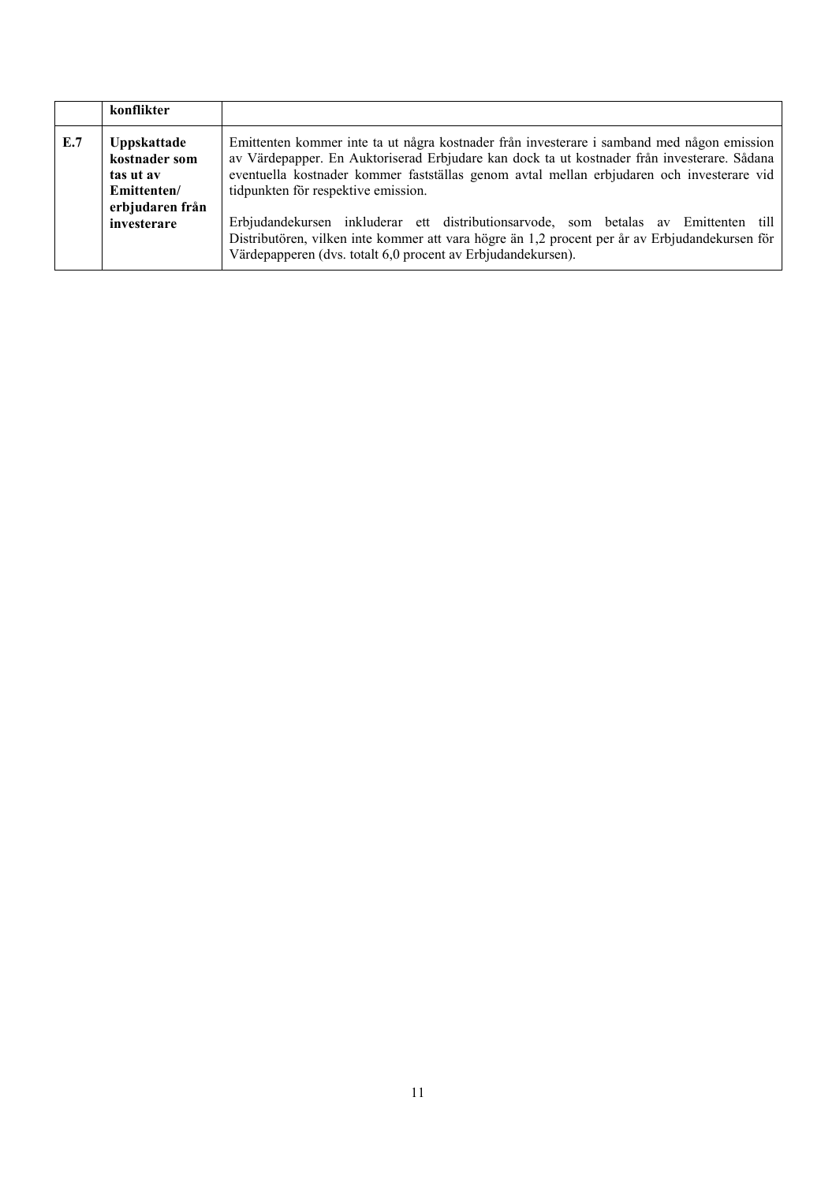| | | |
|---|---|---|
| | **konflikter** | |
| **E.7** | **Uppskattade kostnader som tas ut av Emittenten/ erbjudaren från investerare** | Emittenten kommer inte ta ut några kostnader från investerare i samband med någon emission av Värdepapper. En Auktoriserad Erbjudare kan dock ta ut kostnader från investerare. Sådana eventuella kostnader kommer fastställas genom avtal mellan erbjudaren och investerare vid tidpunkten för respektive emission.<br><br>Erbjudandekursen inkluderar ett distributionsarvode, som betalas av Emittenten till Distributören, vilken inte kommer att vara högre än 1,2 procent per år av Erbjudandekursen för Värdepapperen (dvs. totalt 6,0 procent av Erbjudandekursen). |